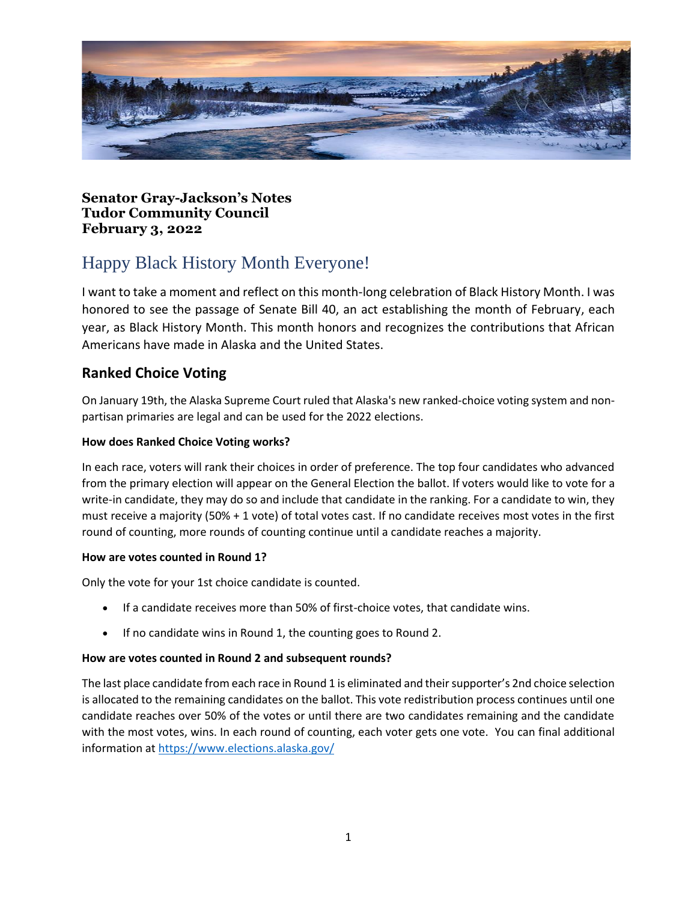**Senator Gray-Jackson's Notes**
**Tudor Community Council**
**February 3, 2022**

# Happy Black History Month Everyone!

I want to take a moment and reflect on this month-long celebration of Black History Month. I was honored to see the passage of Senate Bill 40, an act establishing the month of February, each year, as Black History Month. This month honors and recognizes the contributions that African Americans have made in Alaska and the United States.

## Ranked Choice Voting

On January 19th, the Alaska Supreme Court ruled that Alaska's new ranked-choice voting system and non-partisan primaries are legal and can be used for the 2022 elections.

**How does Ranked Choice Voting works?**

In each race, voters will rank their choices in order of preference. The top four candidates who advanced from the primary election will appear on the General Election the ballot. If voters would like to vote for a write-in candidate, they may do so and include that candidate in the ranking. For a candidate to win, they must receive a majority (50% + 1 vote) of total votes cast. If no candidate receives most votes in the first round of counting, more rounds of counting continue until a candidate reaches a majority.

**How are votes counted in Round 1?**

Only the vote for your 1st choice candidate is counted.

- If a candidate receives more than 50% of first-choice votes, that candidate wins.
- If no candidate wins in Round 1, the counting goes to Round 2.

**How are votes counted in Round 2 and subsequent rounds?**

The last place candidate from each race in Round 1 is eliminated and their supporter's 2nd choice selection is allocated to the remaining candidates on the ballot. This vote redistribution process continues until one candidate reaches over 50% of the votes or until there are two candidates remaining and the candidate with the most votes, wins. In each round of counting, each voter gets one vote. You can final additional information at https://www.elections.alaska.gov/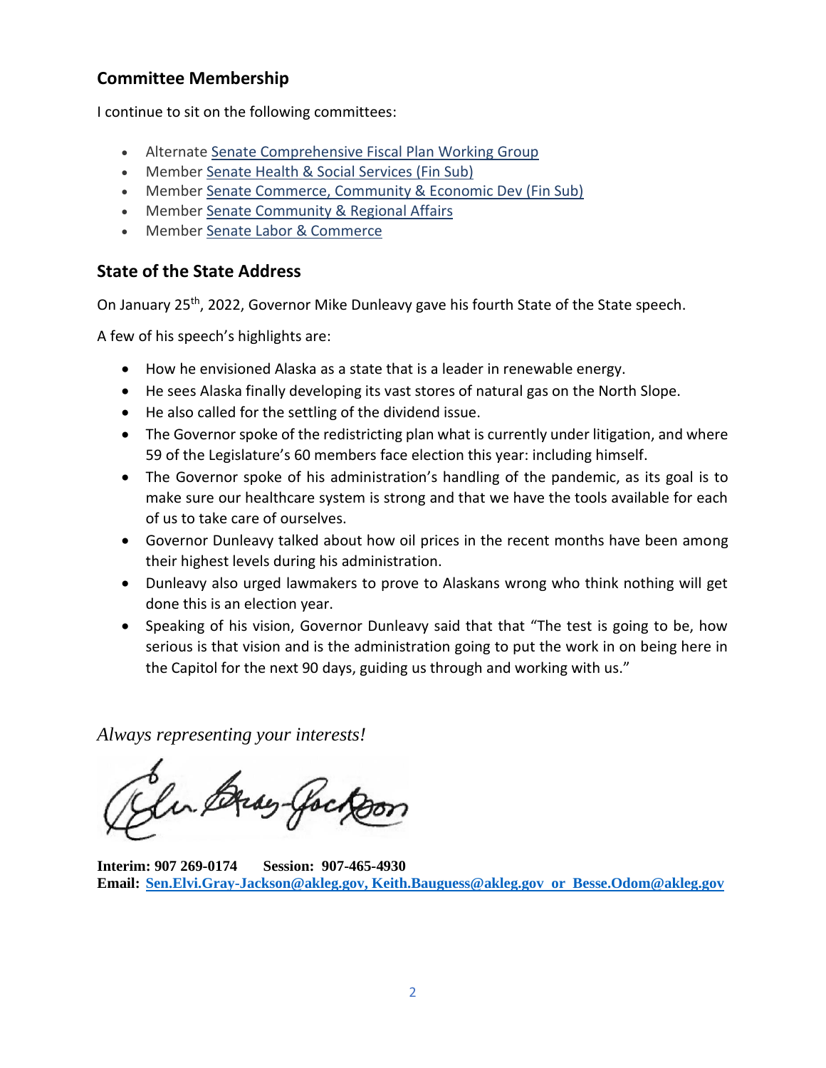## Committee Membership

I continue to sit on the following committees:

- Alternate Senate Comprehensive Fiscal Plan Working Group
- Member Senate Health & Social Services (Fin Sub)
- Member Senate Commerce, Community & Economic Dev (Fin Sub)
- Member Senate Community & Regional Affairs
- Member Senate Labor & Commerce

## State of the State Address

On January 25th, 2022, Governor Mike Dunleavy gave his fourth State of the State speech.

A few of his speech's highlights are:

- How he envisioned Alaska as a state that is a leader in renewable energy.
- He sees Alaska finally developing its vast stores of natural gas on the North Slope.
- He also called for the settling of the dividend issue.
- The Governor spoke of the redistricting plan what is currently under litigation, and where 59 of the Legislature's 60 members face election this year: including himself.
- The Governor spoke of his administration's handling of the pandemic, as its goal is to make sure our healthcare system is strong and that we have the tools available for each of us to take care of ourselves.
- Governor Dunleavy talked about how oil prices in the recent months have been among their highest levels during his administration.
- Dunleavy also urged lawmakers to prove to Alaskans wrong who think nothing will get done this is an election year.
- Speaking of his vision, Governor Dunleavy said that that "The test is going to be, how serious is that vision and is the administration going to put the work in on being here in the Capitol for the next 90 days, guiding us through and working with us."

*Always representing your interests!*

Elvi Gray-Jackson

**Interim: 907 269-0174 Session: 907-465-4930**
**Email: Sen.Elvi.Gray-Jackson@akleg.gov, Keith.Bauguess@akleg.gov or Besse.Odom@akleg.gov**